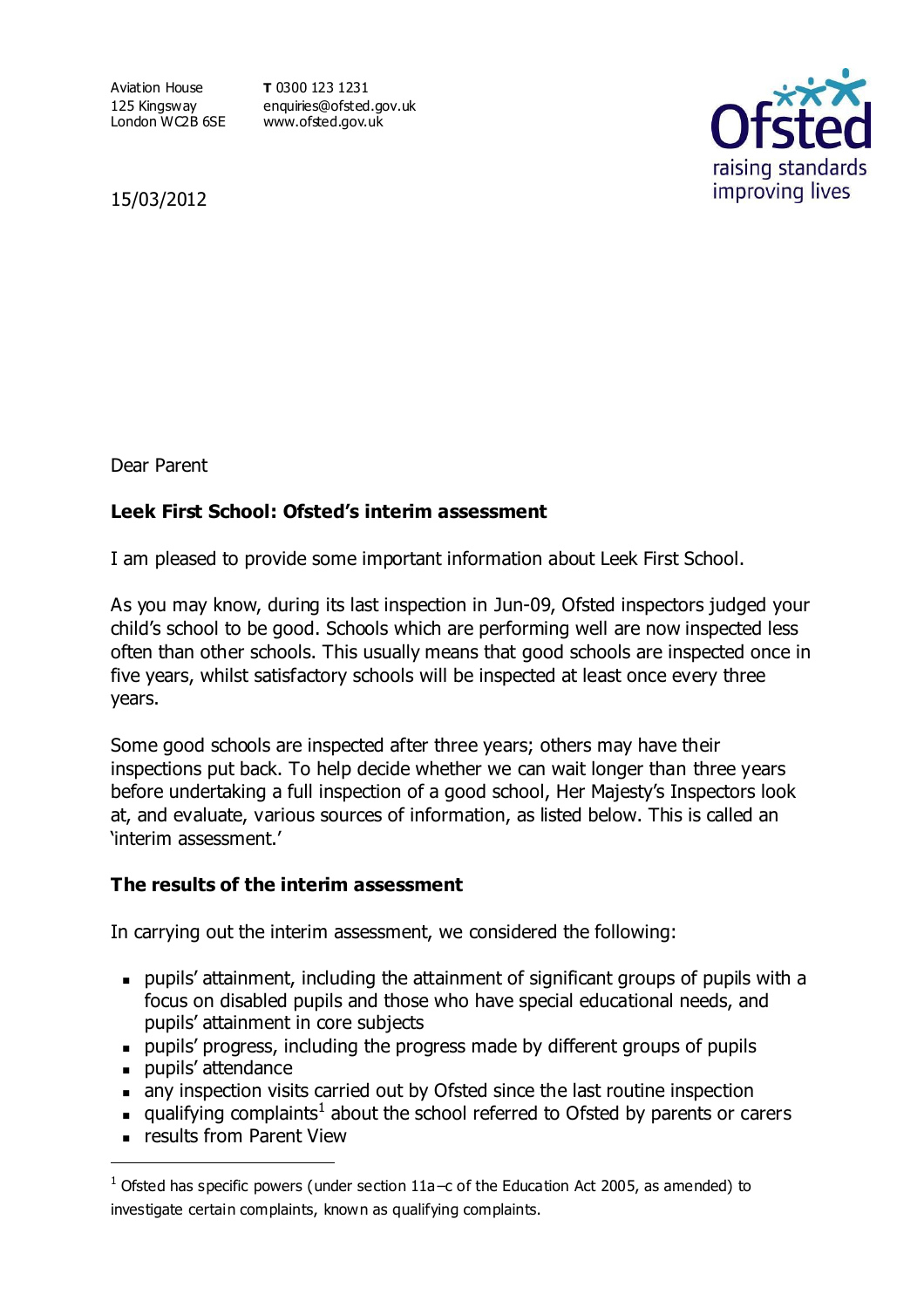Aviation House
125 Kingsway
London WC2B 6SE

**T** 0300 123 1231
enquiries@ofsted.gov.uk
www.ofsted.gov.uk

Ofsted
raising standards
improving lives

15/03/2012

Dear Parent

**Leek First School: Ofsted's interim assessment**

I am pleased to provide some important information about Leek First School.

As you may know, during its last inspection in Jun-09, Ofsted inspectors judged your child's school to be good. Schools which are performing well are now inspected less often than other schools. This usually means that good schools are inspected once in five years, whilst satisfactory schools will be inspected at least once every three years.

Some good schools are inspected after three years; others may have their inspections put back. To help decide whether we can wait longer than three years before undertaking a full inspection of a good school, Her Majesty's Inspectors look at, and evaluate, various sources of information, as listed below. This is called an 'interim assessment.'

**The results of the interim assessment**

In carrying out the interim assessment, we considered the following:

- pupils' attainment, including the attainment of significant groups of pupils with a focus on disabled pupils and those who have special educational needs, and pupils' attainment in core subjects
- pupils' progress, including the progress made by different groups of pupils
- pupils' attendance
- any inspection visits carried out by Ofsted since the last routine inspection
- qualifying complaints[1] about the school referred to Ofsted by parents or carers
- results from Parent View

[1] Ofsted has specific powers (under section 11a–c of the Education Act 2005, as amended) to investigate certain complaints, known as qualifying complaints.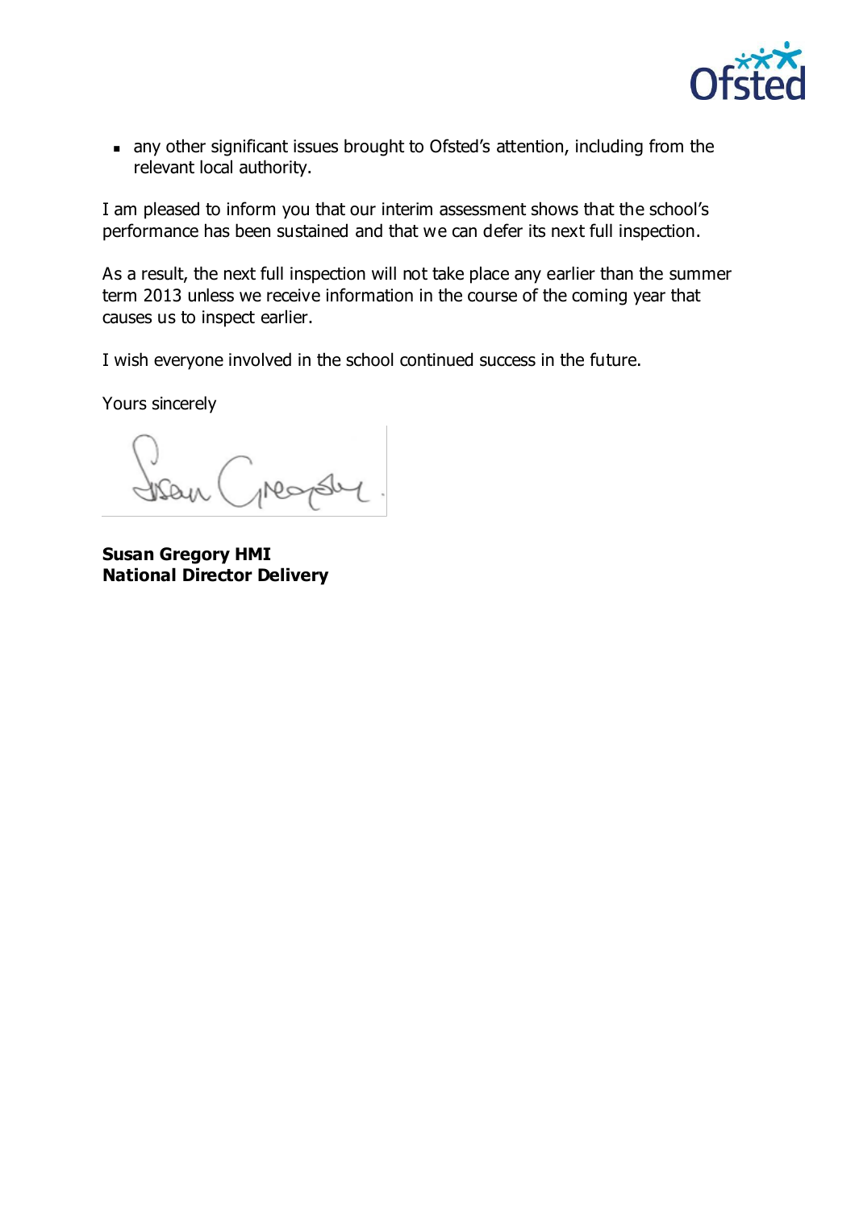- any other significant issues brought to Ofsted's attention, including from the relevant local authority.

I am pleased to inform you that our interim assessment shows that the school's performance has been sustained and that we can defer its next full inspection.

As a result, the next full inspection will not take place any earlier than the summer term 2013 unless we receive information in the course of the coming year that causes us to inspect earlier.

I wish everyone involved in the school continued success in the future.

Yours sincerely

**Susan Gregory HMI**
**National Director Delivery**